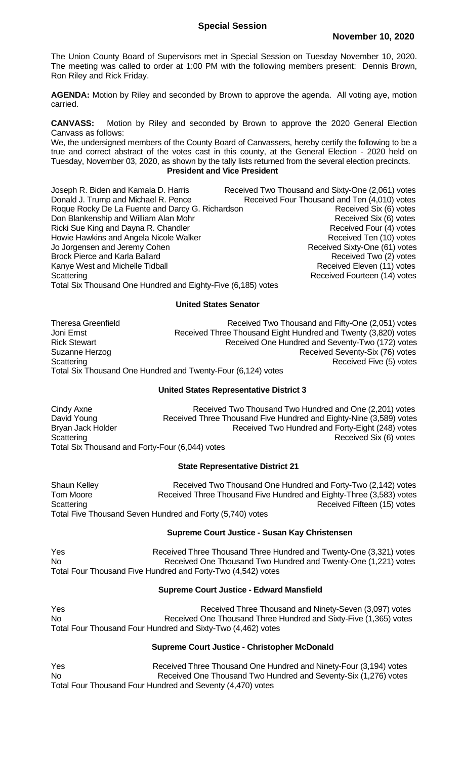## Special Session

**November 10, 2020**

The Union County Board of Supervisors met in Special Session on Tuesday November 10, 2020. The meeting was called to order at 1:00 PM with the following members present: Dennis Brown, Ron Riley and Rick Friday.

**AGENDA:** Motion by Riley and seconded by Brown to approve the agenda. All voting aye, motion carried.

**CANVASS:** Motion by Riley and seconded by Brown to approve the 2020 General Election Canvass as follows:

We, the undersigned members of the County Board of Canvassers, hereby certify the following to be a true and correct abstract of the votes cast in this county, at the General Election - 2020 held on Tuesday, November 03, 2020, as shown by the tally lists returned from the several election precincts.

### President and Vice President

| | |
|---|---|
| Joseph R. Biden and Kamala D. Harris | Received Two Thousand and Sixty-One (2,061) votes |
| Donald J. Trump and Michael R. Pence | Received Four Thousand and Ten (4,010) votes |
| Roque Rocky De La Fuente and Darcy G. Richardson | Received Six (6) votes |
| Don Blankenship and William Alan Mohr | Received Six (6) votes |
| Ricki Sue King and Dayna R. Chandler | Received Four (4) votes |
| Howie Hawkins and Angela Nicole Walker | Received Ten (10) votes |
| Jo Jorgensen and Jeremy Cohen | Received Sixty-One (61) votes |
| Brock Pierce and Karla Ballard | Received Two (2) votes |
| Kanye West and Michelle Tidball | Received Eleven (11) votes |
| Scattering | Received Fourteen (14) votes |

Total Six Thousand One Hundred and Eighty-Five (6,185) votes

### United States Senator

| | |
|---|---|
| Theresa Greenfield | Received Two Thousand and Fifty-One (2,051) votes |
| Joni Ernst | Received Three Thousand Eight Hundred and Twenty (3,820) votes |
| Rick Stewart | Received One Hundred and Seventy-Two (172) votes |
| Suzanne Herzog | Received Seventy-Six (76) votes |
| Scattering | Received Five (5) votes |

Total Six Thousand One Hundred and Twenty-Four (6,124) votes

### United States Representative District 3

| | |
|---|---|
| Cindy Axne | Received Two Thousand Two Hundred and One (2,201) votes |
| David Young | Received Three Thousand Five Hundred and Eighty-Nine (3,589) votes |
| Bryan Jack Holder | Received Two Hundred and Forty-Eight (248) votes |
| Scattering | Received Six (6) votes |

Total Six Thousand and Forty-Four (6,044) votes

### State Representative District 21

| | |
|---|---|
| Shaun Kelley | Received Two Thousand One Hundred and Forty-Two (2,142) votes |
| Tom Moore | Received Three Thousand Five Hundred and Eighty-Three (3,583) votes |
| Scattering | Received Fifteen (15) votes |

Total Five Thousand Seven Hundred and Forty (5,740) votes

### Supreme Court Justice - Susan Kay Christensen

| | |
|---|---|
| Yes | Received Three Thousand Three Hundred and Twenty-One (3,321) votes |
| No | Received One Thousand Two Hundred and Twenty-One (1,221) votes |

Total Four Thousand Five Hundred and Forty-Two (4,542) votes

### Supreme Court Justice - Edward Mansfield

| | |
|---|---|
| Yes | Received Three Thousand and Ninety-Seven (3,097) votes |
| No | Received One Thousand Three Hundred and Sixty-Five (1,365) votes |

Total Four Thousand Four Hundred and Sixty-Two (4,462) votes

### Supreme Court Justice - Christopher McDonald

| | |
|---|---|
| Yes | Received Three Thousand One Hundred and Ninety-Four (3,194) votes |
| No | Received One Thousand Two Hundred and Seventy-Six (1,276) votes |

Total Four Thousand Four Hundred and Seventy (4,470) votes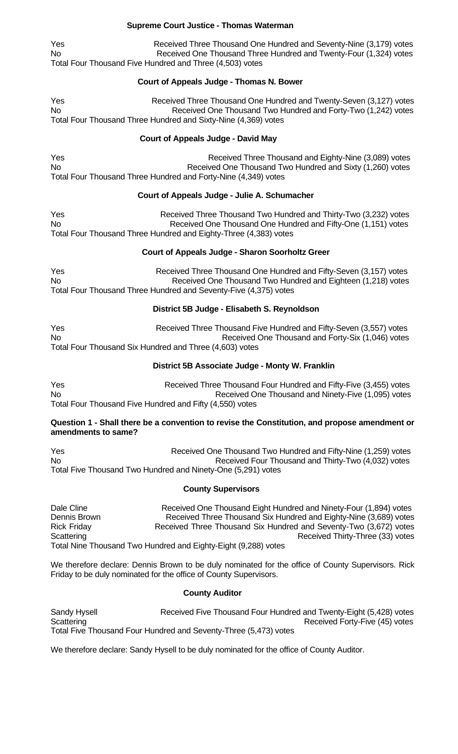**Supreme Court Justice - Thomas Waterman**

| | |
|---|---|
| Yes | Received Three Thousand One Hundred and Seventy-Nine (3,179) votes |
| No | Received One Thousand Three Hundred and Twenty-Four (1,324) votes |

Total Four Thousand Five Hundred and Three (4,503) votes

**Court of Appeals Judge - Thomas N. Bower**

| | |
|---|---|
| Yes | Received Three Thousand One Hundred and Twenty-Seven (3,127) votes |
| No | Received One Thousand Two Hundred and Forty-Two (1,242) votes |

Total Four Thousand Three Hundred and Sixty-Nine (4,369) votes

**Court of Appeals Judge - David May**

| | |
|---|---|
| Yes | Received Three Thousand and Eighty-Nine (3,089) votes |
| No | Received One Thousand Two Hundred and Sixty (1,260) votes |

Total Four Thousand Three Hundred and Forty-Nine (4,349) votes

**Court of Appeals Judge - Julie A. Schumacher**

| | |
|---|---|
| Yes | Received Three Thousand Two Hundred and Thirty-Two (3,232) votes |
| No | Received One Thousand One Hundred and Fifty-One (1,151) votes |

Total Four Thousand Three Hundred and Eighty-Three (4,383) votes

**Court of Appeals Judge - Sharon Soorholtz Greer**

| | |
|---|---|
| Yes | Received Three Thousand One Hundred and Fifty-Seven (3,157) votes |
| No | Received One Thousand Two Hundred and Eighteen (1,218) votes |

Total Four Thousand Three Hundred and Seventy-Five (4,375) votes

**District 5B Judge - Elisabeth S. Reynoldson**

| | |
|---|---|
| Yes | Received Three Thousand Five Hundred and Fifty-Seven (3,557) votes |
| No | Received One Thousand and Forty-Six (1,046) votes |

Total Four Thousand Six Hundred and Three (4,603) votes

**District 5B Associate Judge - Monty W. Franklin**

| | |
|---|---|
| Yes | Received Three Thousand Four Hundred and Fifty-Five (3,455) votes |
| No | Received One Thousand and Ninety-Five (1,095) votes |

Total Four Thousand Five Hundred and Fifty (4,550) votes

**Question 1 - Shall there be a convention to revise the Constitution, and propose amendment or amendments to same?**

| | |
|---|---|
| Yes | Received One Thousand Two Hundred and Fifty-Nine (1,259) votes |
| No | Received Four Thousand and Thirty-Two (4,032) votes |

Total Five Thousand Two Hundred and Ninety-One (5,291) votes

**County Supervisors**

| | |
|---|---|
| Dale Cline | Received One Thousand Eight Hundred and Ninety-Four (1,894) votes |
| Dennis Brown | Received Three Thousand Six Hundred and Eighty-Nine (3,689) votes |
| Rick Friday | Received Three Thousand Six Hundred and Seventy-Two (3,672) votes |
| Scattering | Received Thirty-Three (33) votes |

Total Nine Thousand Two Hundred and Eighty-Eight (9,288) votes

We therefore declare: Dennis Brown to be duly nominated for the office of County Supervisors. Rick Friday to be duly nominated for the office of County Supervisors.

**County Auditor**

| | |
|---|---|
| Sandy Hysell | Received Five Thousand Four Hundred and Twenty-Eight (5,428) votes |
| Scattering | Received Forty-Five (45) votes |

Total Five Thousand Four Hundred and Seventy-Three (5,473) votes

We therefore declare: Sandy Hysell to be duly nominated for the office of County Auditor.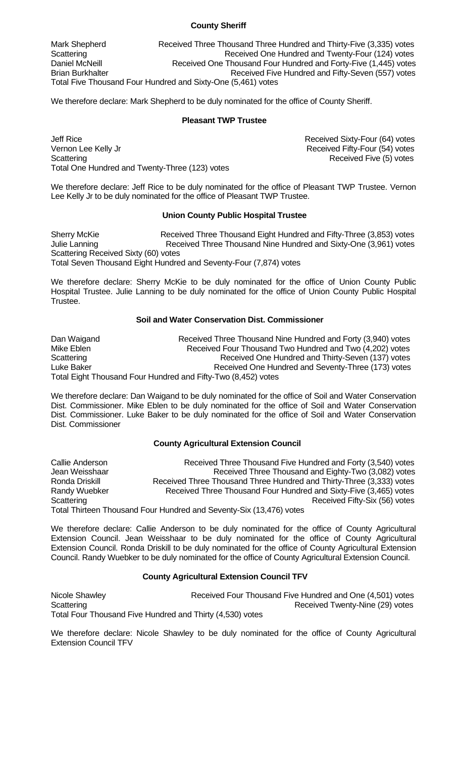**County Sheriff**

Mark Shepherd Received Three Thousand Three Hundred and Thirty-Five (3,335) votes
Scattering Received One Hundred and Twenty-Four (124) votes
Daniel McNeill Received One Thousand Four Hundred and Forty-Five (1,445) votes
Brian Burkhalter Received Five Hundred and Fifty-Seven (557) votes
Total Five Thousand Four Hundred and Sixty-One (5,461) votes

We therefore declare: Mark Shepherd to be duly nominated for the office of County Sheriff.

**Pleasant TWP Trustee**

Jeff Rice Received Sixty-Four (64) votes
Vernon Lee Kelly Jr Received Fifty-Four (54) votes
Scattering Received Five (5) votes
Total One Hundred and Twenty-Three (123) votes

We therefore declare: Jeff Rice to be duly nominated for the office of Pleasant TWP Trustee. Vernon Lee Kelly Jr to be duly nominated for the office of Pleasant TWP Trustee.

**Union County Public Hospital Trustee**

Sherry McKie Received Three Thousand Eight Hundred and Fifty-Three (3,853) votes
Julie Lanning Received Three Thousand Nine Hundred and Sixty-One (3,961) votes
Scattering Received Sixty (60) votes
Total Seven Thousand Eight Hundred and Seventy-Four (7,874) votes

We therefore declare: Sherry McKie to be duly nominated for the office of Union County Public Hospital Trustee. Julie Lanning to be duly nominated for the office of Union County Public Hospital Trustee.

**Soil and Water Conservation Dist. Commissioner**

Dan Waigand Received Three Thousand Nine Hundred and Forty (3,940) votes
Mike Eblen Received Four Thousand Two Hundred and Two (4,202) votes
Scattering Received One Hundred and Thirty-Seven (137) votes
Luke Baker Received One Hundred and Seventy-Three (173) votes
Total Eight Thousand Four Hundred and Fifty-Two (8,452) votes

We therefore declare: Dan Waigand to be duly nominated for the office of Soil and Water Conservation Dist. Commissioner. Mike Eblen to be duly nominated for the office of Soil and Water Conservation Dist. Commissioner. Luke Baker to be duly nominated for the office of Soil and Water Conservation Dist. Commissioner

**County Agricultural Extension Council**

Callie Anderson Received Three Thousand Five Hundred and Forty (3,540) votes
Jean Weisshaar Received Three Thousand and Eighty-Two (3,082) votes
Ronda Driskill Received Three Thousand Three Hundred and Thirty-Three (3,333) votes
Randy Wuebker Received Three Thousand Four Hundred and Sixty-Five (3,465) votes
Scattering Received Fifty-Six (56) votes
Total Thirteen Thousand Four Hundred and Seventy-Six (13,476) votes

We therefore declare: Callie Anderson to be duly nominated for the office of County Agricultural Extension Council. Jean Weisshaar to be duly nominated for the office of County Agricultural Extension Council. Ronda Driskill to be duly nominated for the office of County Agricultural Extension Council. Randy Wuebker to be duly nominated for the office of County Agricultural Extension Council.

**County Agricultural Extension Council TFV**

Nicole Shawley Received Four Thousand Five Hundred and One (4,501) votes
Scattering Received Twenty-Nine (29) votes
Total Four Thousand Five Hundred and Thirty (4,530) votes

We therefore declare: Nicole Shawley to be duly nominated for the office of County Agricultural Extension Council TFV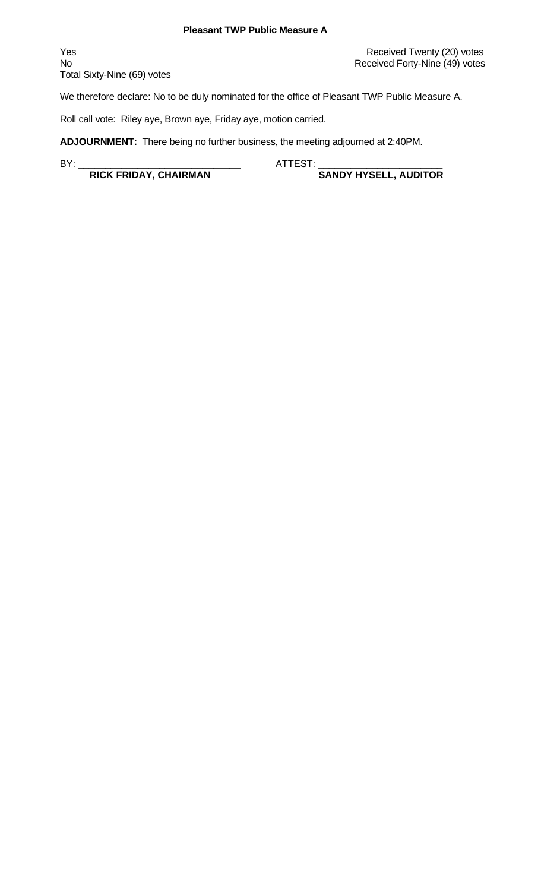**Pleasant TWP Public Measure A**

| | |
|---|---|
| Yes | Received Twenty (20) votes |
| No | Received Forty-Nine (49) votes |
| Total Sixty-Nine (69) votes | |

We therefore declare: No to be duly nominated for the office of Pleasant TWP Public Measure A.

Roll call vote: Riley aye, Brown aye, Friday aye, motion carried.

**ADJOURNMENT:** There being no further business, the meeting adjourned at 2:40PM.

BY: _______________________________ ATTEST: ________________________

**RICK FRIDAY, CHAIRMAN** **SANDY HYSELL, AUDITOR**